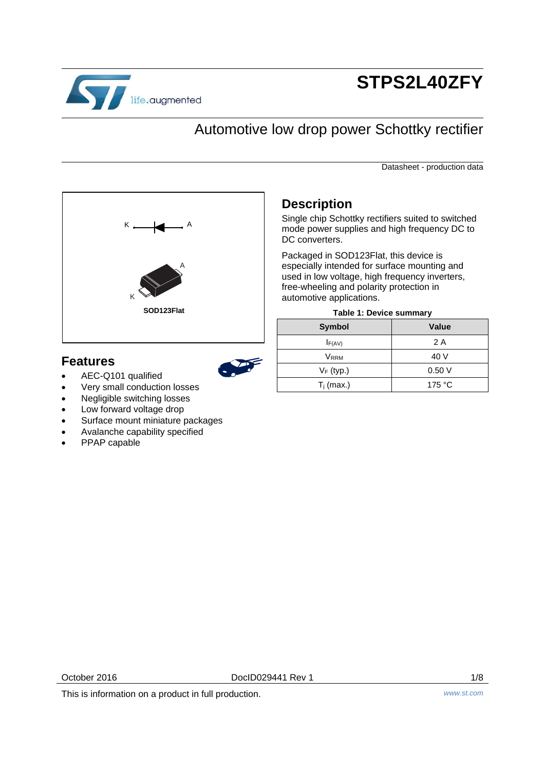# STPS2L40ZFY

## Automotive low drop power Schottky rectifier

Datasheet - production data

K A

A

K

SOD123Flat

## Features

- AEC-Q101 qualified
- Very small conduction losses
- Negligible switching losses
- Low forward voltage drop
- Surface mount miniature packages
- Avalanche capability specified
- PPAP capable

## Description

Single chip Schottky rectifiers suited to switched mode power supplies and high frequency DC to DC converters.

Packaged in SOD123Flat, this device is especially intended for surface mounting and used in low voltage, high frequency inverters, free-wheeling and polarity protection in automotive applications.

**Table 1: Device summary**

| Symbol | Value |
|---|---|
| $I_{F(AV)}$ | 2 A |
| $V_{RRM}$ | 40 V |
| $V_F$ (typ.) | 0.50 V |
| $T_j$ (max.) | 175 °C |

This is information on a product in full production.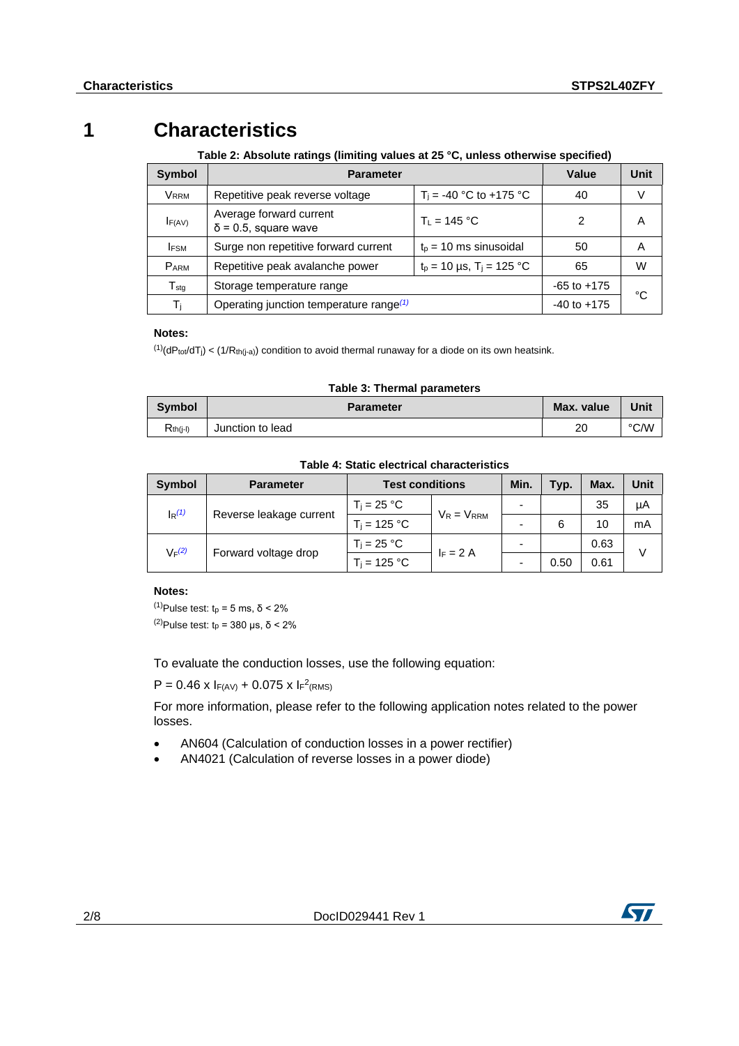// Note: page header ("Characteristics" / "STPS2L40ZFY") and footer (page counter "2/8", "DocID029441 Rev 1") are omitted as running headers/footers.

# 1 Characteristics

**Table 2: Absolute ratings (limiting values at 25 °C, unless otherwise specified)**

| Symbol | Parameter | | Value | Unit |
|---|---|---|---|---|
| $V_{RRM}$ | Repetitive peak reverse voltage | $T_j$ = -40 °C to +175 °C | 40 | V |
| $I_{F(AV)}$ | Average forward current δ = 0.5, square wave | $T_L$ = 145 °C | 2 | A |
| $I_{FSM}$ | Surge non repetitive forward current | $t_p$ = 10 ms sinusoidal | 50 | A |
| $P_{ARM}$ | Repetitive peak avalanche power | $t_p$ = 10 µs, $T_j$ = 125 °C | 65 | W |
| $T_{stg}$ | Storage temperature range | | -65 to +175 | °C |
| $T_j$ | Operating junction temperature range[(1)] | | -40 to +175 | |

**Notes:**

[(1)] $(dP_{tot}/dT_j) < (1/R_{th(j-a)})$ condition to avoid thermal runaway for a diode on its own heatsink.

**Table 3: Thermal parameters**

| Symbol | Parameter | Max. value | Unit |
|---|---|---|---|
| $R_{th(j-l)}$ | Junction to lead | 20 | °C/W |

**Table 4: Static electrical characteristics**

| Symbol | Parameter | Test conditions | | Min. | Typ. | Max. | Unit |
|---|---|---|---|---|---|---|---|
| $I_R$[(1)] | Reverse leakage current | $T_j$ = 25 °C | $V_R = V_{RRM}$ | - | | 35 | µA |
| | | $T_j$ = 125 °C | | - | 6 | 10 | mA |
| $V_F$[(2)] | Forward voltage drop | $T_j$ = 25 °C | $I_F$ = 2 A | - | | 0.63 | V |
| | | $T_j$ = 125 °C | | - | 0.50 | 0.61 | |

**Notes:**

[(1)] Pulse test: $t_p$ = 5 ms, δ < 2%

[(2)] Pulse test: $t_p$ = 380 µs, δ < 2%

To evaluate the conduction losses, use the following equation:

$$P = 0.46 \times I_{F(AV)} + 0.075 \times I_{F}^{2}{}_{(RMS)}$$

For more information, please refer to the following application notes related to the power losses.

- AN604 (Calculation of conduction losses in a power rectifier)
- AN4021 (Calculation of reverse losses in a power diode)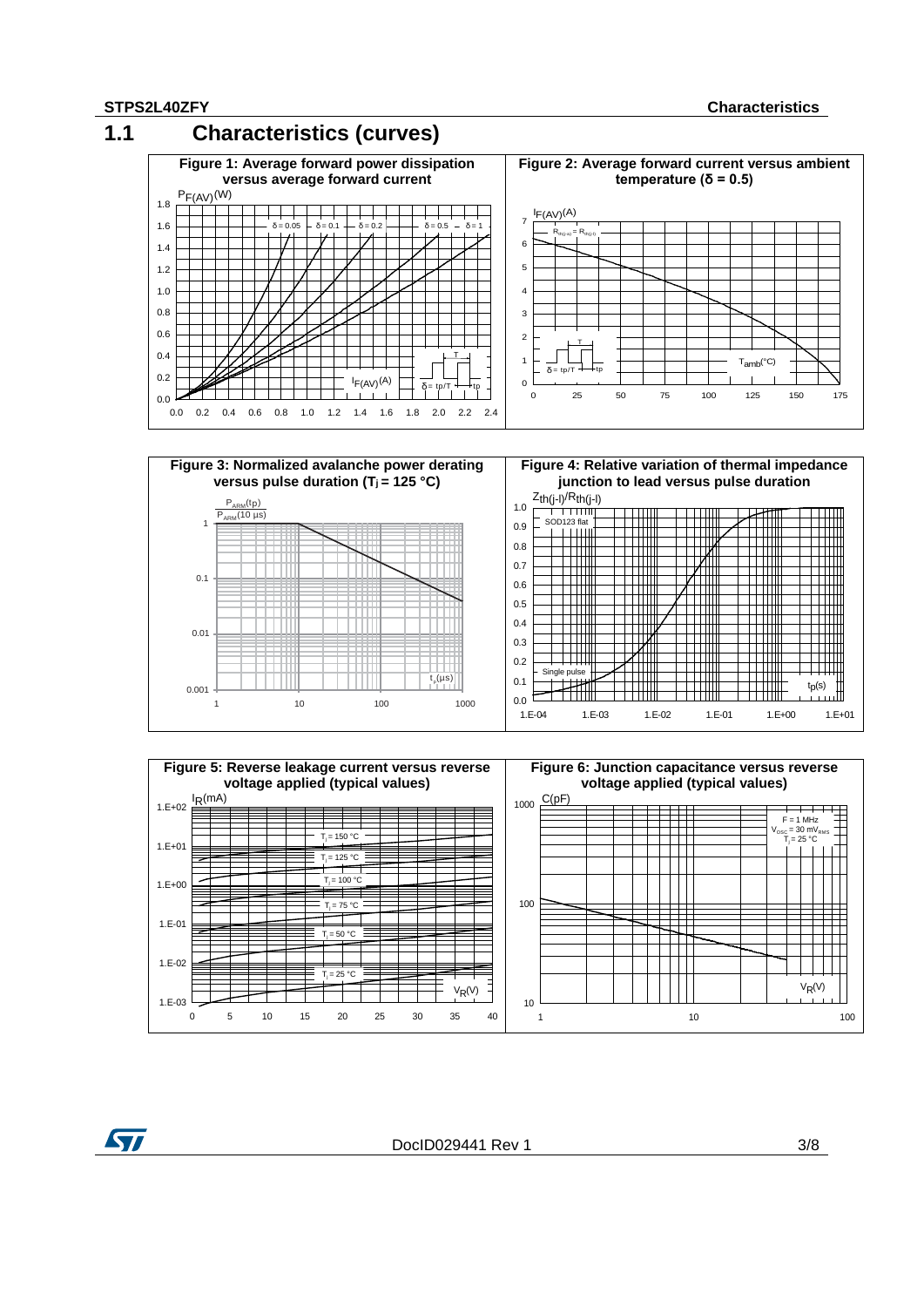## 1.1 Characteristics (curves)

**Figure 1: Average forward power dissipation versus average forward current**

**Figure 2: Average forward current versus ambient temperature (δ = 0.5)**

**Figure 3: Normalized avalanche power derating versus pulse duration ($T_j$ = 125 °C)**

**Figure 4: Relative variation of thermal impedance junction to lead versus pulse duration**

**Figure 5: Reverse leakage current versus reverse voltage applied (typical values)**

**Figure 6: Junction capacitance versus reverse voltage applied (typical values)**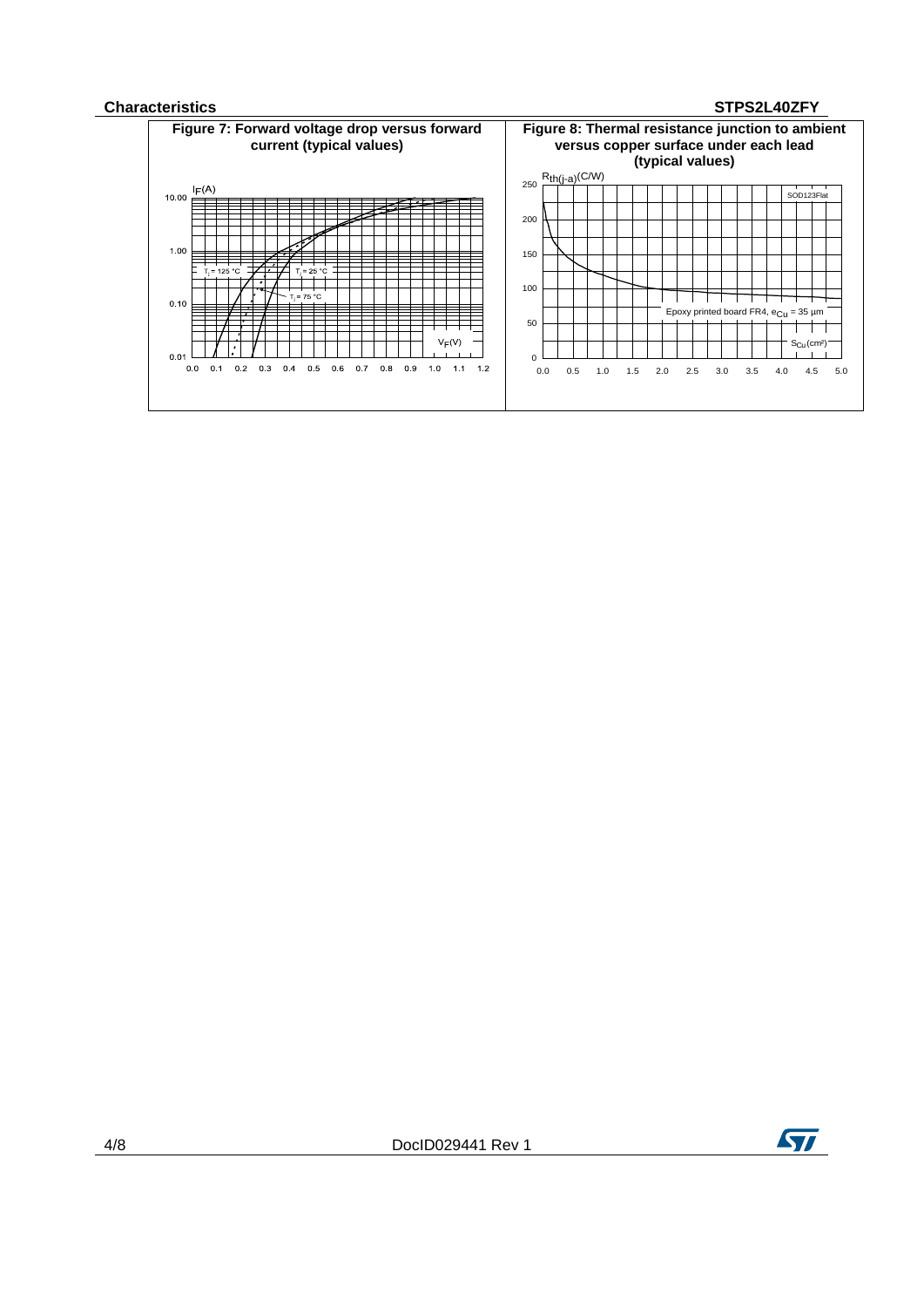**Figure 7: Forward voltage drop versus forward current (typical values)**

**Figure 8: Thermal resistance junction to ambient versus copper surface under each lead (typical values)**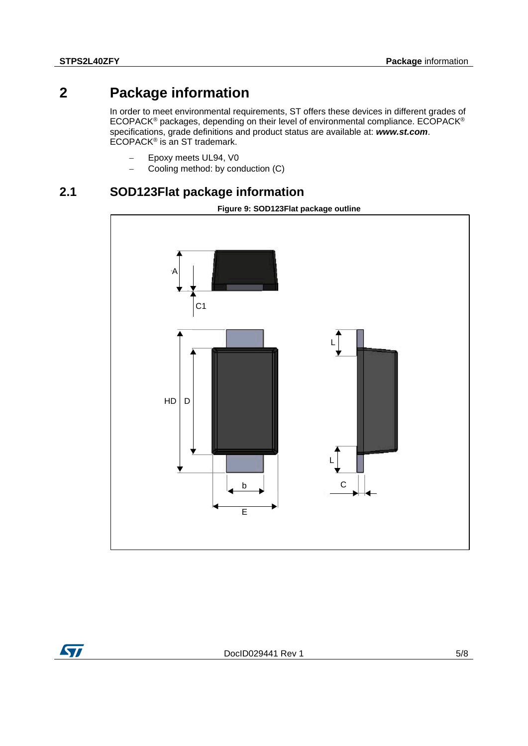# 2 Package information

In order to meet environmental requirements, ST offers these devices in different grades of ECOPACK® packages, depending on their level of environmental compliance. ECOPACK® specifications, grade definitions and product status are available at: ***www.st.com***. ECOPACK® is an ST trademark.

- Epoxy meets UL94, V0
- Cooling method: by conduction (C)

## 2.1 SOD123Flat package information

**Figure 9: SOD123Flat package outline**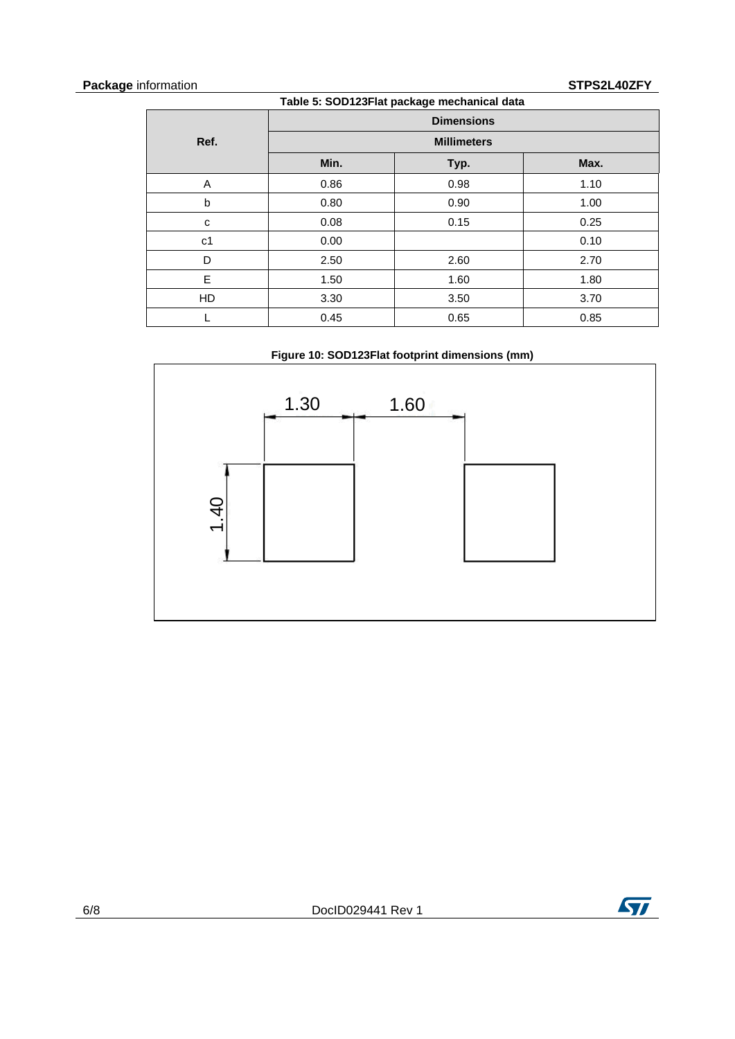Table 5: SOD123Flat package mechanical data

| Ref. | Dimensions | | |
|---|---|---|---|
| | Millimeters | | |
| | Min. | Typ. | Max. |
| A | 0.86 | 0.98 | 1.10 |
| b | 0.80 | 0.90 | 1.00 |
| c | 0.08 | 0.15 | 0.25 |
| c1 | 0.00 | | 0.10 |
| D | 2.50 | 2.60 | 2.70 |
| E | 1.50 | 1.60 | 1.80 |
| HD | 3.30 | 3.50 | 3.70 |
| L | 0.45 | 0.65 | 0.85 |

Figure 10: SOD123Flat footprint dimensions (mm)

1.30 1.60 1.40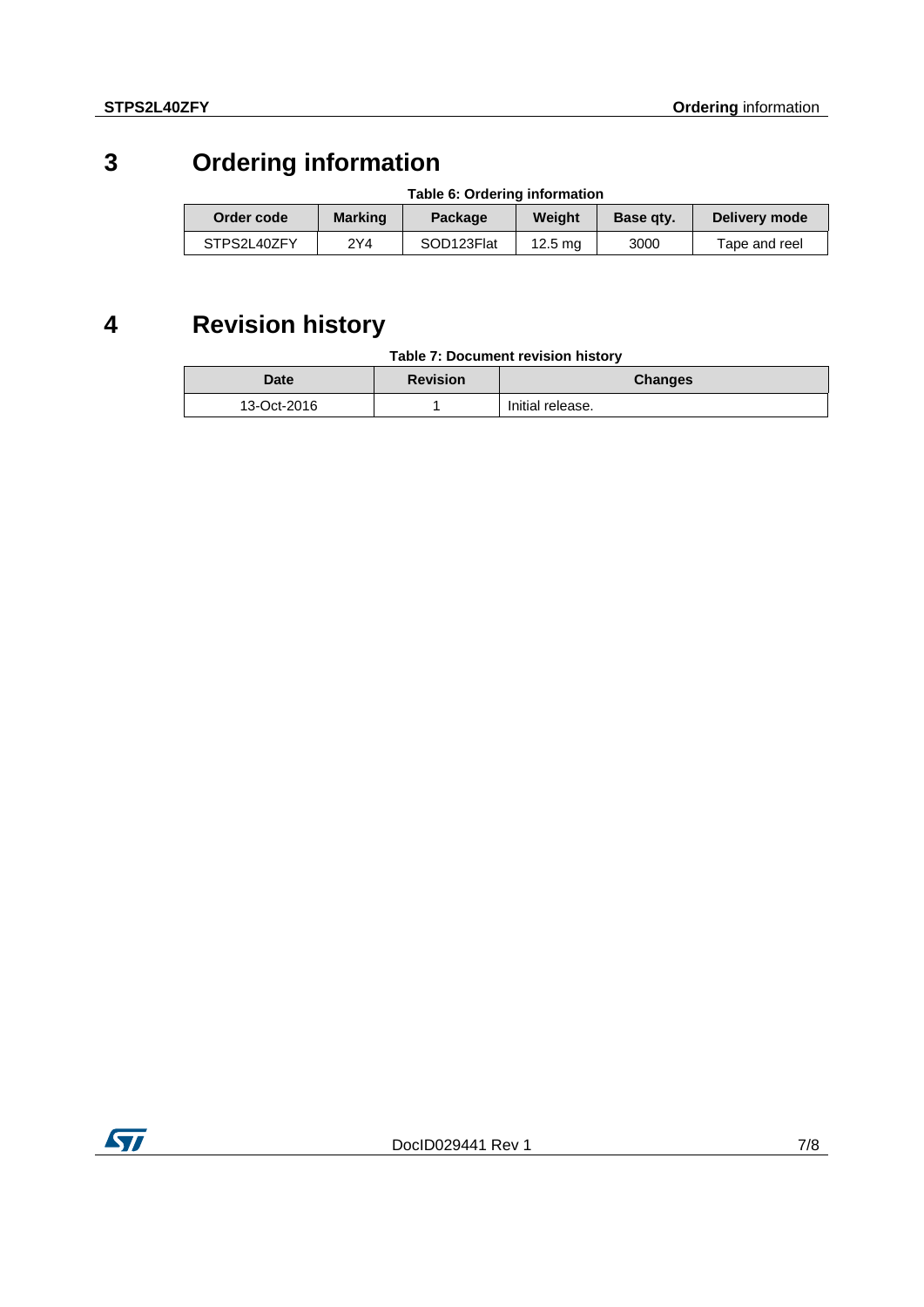# 3 Ordering information

**Table 6: Ordering information**

| Order code | Marking | Package | Weight | Base qty. | Delivery mode |
|---|---|---|---|---|---|
| STPS2L40ZFY | 2Y4 | SOD123Flat | 12.5 mg | 3000 | Tape and reel |

# 4 Revision history

**Table 7: Document revision history**

| Date | Revision | Changes |
|---|---|---|
| 13-Oct-2016 | 1 | Initial release. |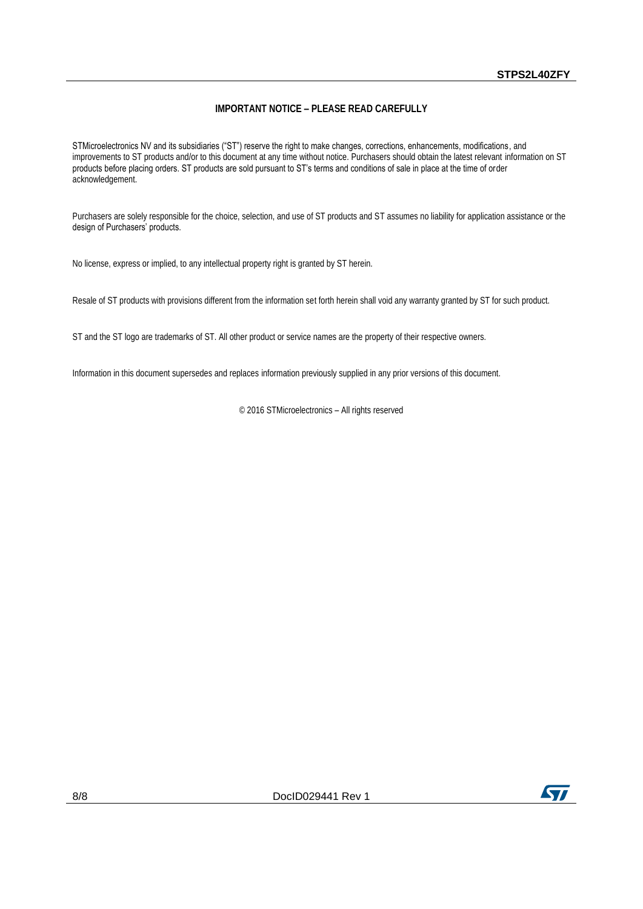**IMPORTANT NOTICE – PLEASE READ CAREFULLY**

STMicroelectronics NV and its subsidiaries ("ST") reserve the right to make changes, corrections, enhancements, modifications, and improvements to ST products and/or to this document at any time without notice. Purchasers should obtain the latest relevant information on ST products before placing orders. ST products are sold pursuant to ST's terms and conditions of sale in place at the time of order acknowledgement.

Purchasers are solely responsible for the choice, selection, and use of ST products and ST assumes no liability for application assistance or the design of Purchasers' products.

No license, express or implied, to any intellectual property right is granted by ST herein.

Resale of ST products with provisions different from the information set forth herein shall void any warranty granted by ST for such product.

ST and the ST logo are trademarks of ST. All other product or service names are the property of their respective owners.

Information in this document supersedes and replaces information previously supplied in any prior versions of this document.

© 2016 STMicroelectronics – All rights reserved